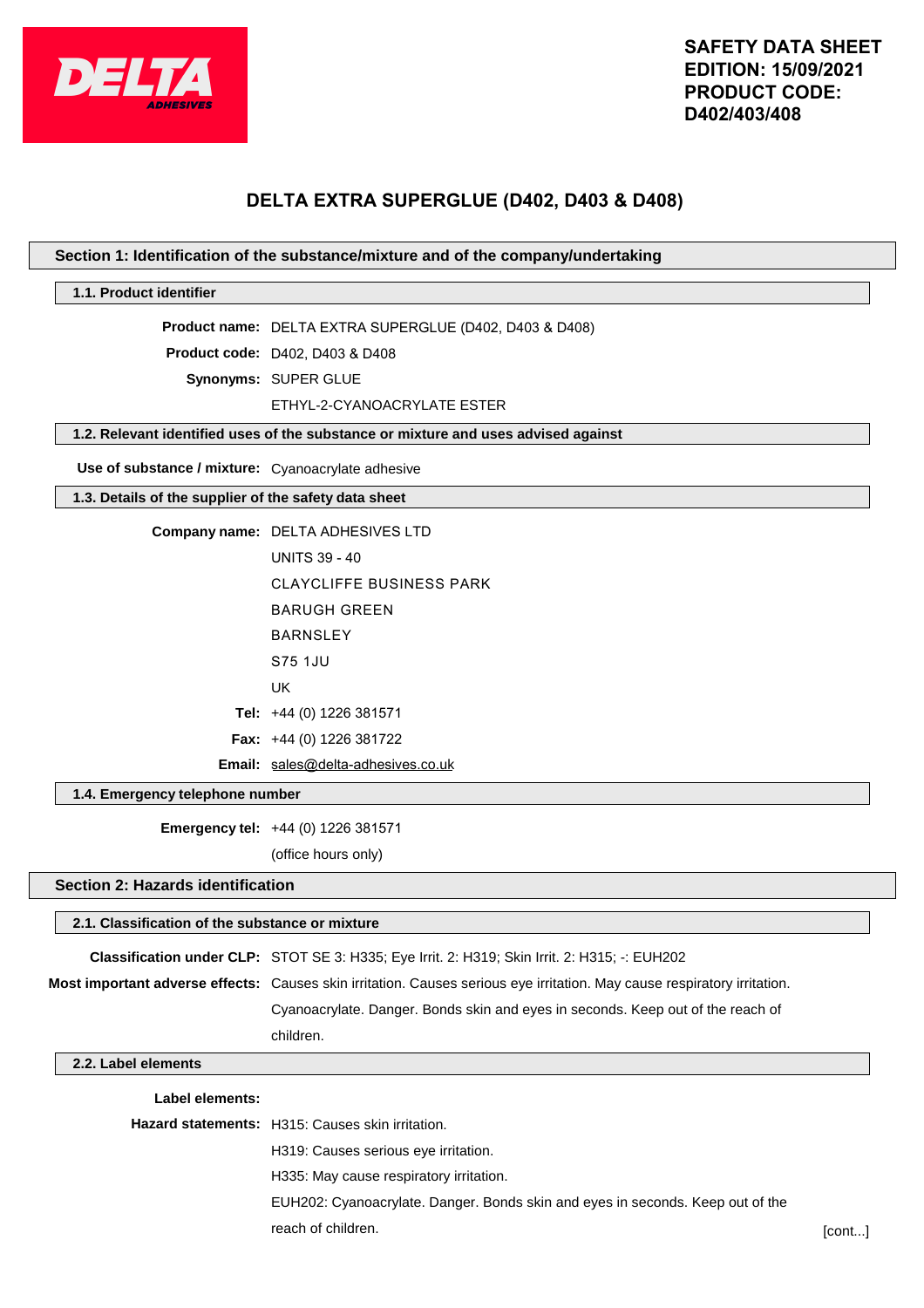**DELTA ADHESIVES**

**SAFETY DATA SHEET**
**EDITION: 15/09/2021**
**PRODUCT CODE: D402/403/408**

# DELTA EXTRA SUPERGLUE (D402, D403 & D408)

## Section 1: Identification of the substance/mixture and of the company/undertaking

### 1.1. Product identifier

**Product name:** DELTA EXTRA SUPERGLUE (D402, D403 & D408)

**Product code:** D402, D403 & D408

**Synonyms:** SUPER GLUE
ETHYL-2-CYANOACRYLATE ESTER

### 1.2. Relevant identified uses of the substance or mixture and uses advised against

**Use of substance / mixture:** Cyanoacrylate adhesive

### 1.3. Details of the supplier of the safety data sheet

**Company name:** DELTA ADHESIVES LTD
UNITS 39 - 40
CLAYCLIFFE BUSINESS PARK
BARUGH GREEN
BARNSLEY
S75 1JU
UK

**Tel:** +44 (0) 1226 381571

**Fax:** +44 (0) 1226 381722

**Email:** sales@delta-adhesives.co.uk

### 1.4. Emergency telephone number

**Emergency tel:** +44 (0) 1226 381571
(office hours only)

## Section 2: Hazards identification

### 2.1. Classification of the substance or mixture

**Classification under CLP:** STOT SE 3: H335; Eye Irrit. 2: H319; Skin Irrit. 2: H315; -: EUH202

**Most important adverse effects:** Causes skin irritation. Causes serious eye irritation. May cause respiratory irritation. Cyanoacrylate. Danger. Bonds skin and eyes in seconds. Keep out of the reach of children.

### 2.2. Label elements

**Label elements:**

**Hazard statements:** H315: Causes skin irritation.
H319: Causes serious eye irritation.
H335: May cause respiratory irritation.
EUH202: Cyanoacrylate. Danger. Bonds skin and eyes in seconds. Keep out of the reach of children.

[cont...]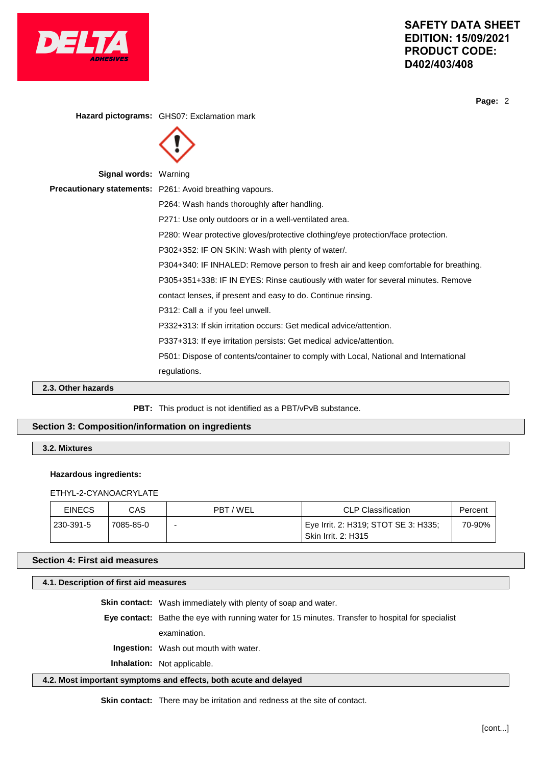**Hazard pictograms:** GHS07: Exclamation mark

**Signal words:** Warning

**Precautionary statements:** P261: Avoid breathing vapours.

P264: Wash hands thoroughly after handling.

P271: Use only outdoors or in a well-ventilated area.

P280: Wear protective gloves/protective clothing/eye protection/face protection.

P302+352: IF ON SKIN: Wash with plenty of water/.

P304+340: IF INHALED: Remove person to fresh air and keep comfortable for breathing.

P305+351+338: IF IN EYES: Rinse cautiously with water for several minutes. Remove contact lenses, if present and easy to do. Continue rinsing.

P312: Call a  if you feel unwell.

P332+313: If skin irritation occurs: Get medical advice/attention.

P337+313: If eye irritation persists: Get medical advice/attention.

P501: Dispose of contents/container to comply with Local, National and International regulations.

### 2.3. Other hazards

**PBT:** This product is not identified as a PBT/vPvB substance.

## Section 3: Composition/information on ingredients

### 3.2. Mixtures

**Hazardous ingredients:**

ETHYL-2-CYANOACRYLATE

| EINECS | CAS | PBT / WEL | CLP Classification | Percent |
|---|---|---|---|---|
| 230-391-5 | 7085-85-0 | - | Eye Irrit. 2: H319; STOT SE 3: H335; Skin Irrit. 2: H315 | 70-90% |

## Section 4: First aid measures

### 4.1. Description of first aid measures

**Skin contact:** Wash immediately with plenty of soap and water.

**Eye contact:** Bathe the eye with running water for 15 minutes. Transfer to hospital for specialist examination.

**Ingestion:** Wash out mouth with water.

**Inhalation:** Not applicable.

### 4.2. Most important symptoms and effects, both acute and delayed

**Skin contact:** There may be irritation and redness at the site of contact.

[cont...]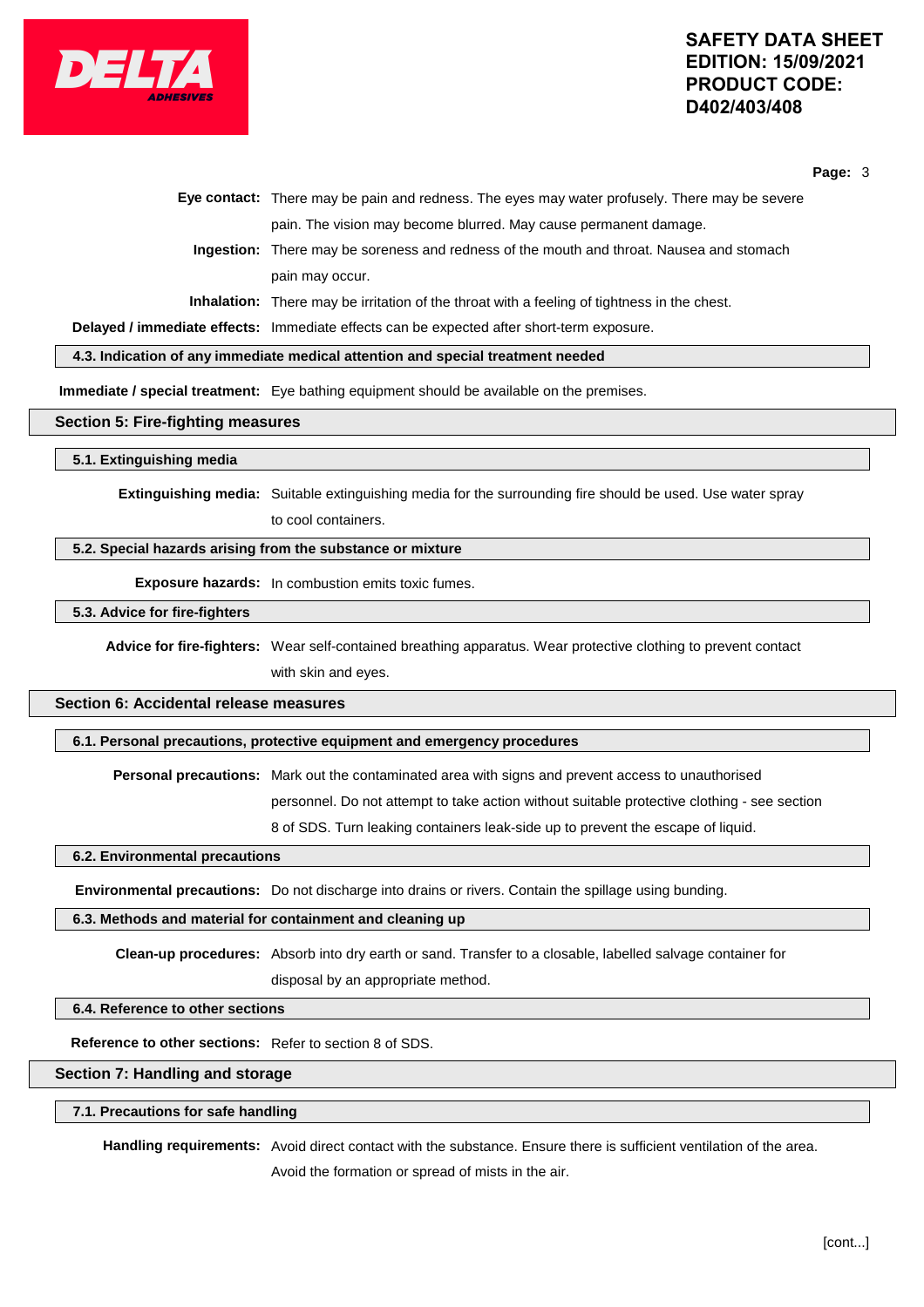**Eye contact:** There may be pain and redness. The eyes may water profusely. There may be severe pain. The vision may become blurred. May cause permanent damage.

**Ingestion:** There may be soreness and redness of the mouth and throat. Nausea and stomach pain may occur.

**Inhalation:** There may be irritation of the throat with a feeling of tightness in the chest.

**Delayed / immediate effects:** Immediate effects can be expected after short-term exposure.

### 4.3. Indication of any immediate medical attention and special treatment needed

**Immediate / special treatment:** Eye bathing equipment should be available on the premises.

## Section 5: Fire-fighting measures

### 5.1. Extinguishing media

**Extinguishing media:** Suitable extinguishing media for the surrounding fire should be used. Use water spray to cool containers.

### 5.2. Special hazards arising from the substance or mixture

**Exposure hazards:** In combustion emits toxic fumes.

### 5.3. Advice for fire-fighters

**Advice for fire-fighters:** Wear self-contained breathing apparatus. Wear protective clothing to prevent contact with skin and eyes.

## Section 6: Accidental release measures

### 6.1. Personal precautions, protective equipment and emergency procedures

**Personal precautions:** Mark out the contaminated area with signs and prevent access to unauthorised personnel. Do not attempt to take action without suitable protective clothing - see section 8 of SDS. Turn leaking containers leak-side up to prevent the escape of liquid.

### 6.2. Environmental precautions

**Environmental precautions:** Do not discharge into drains or rivers. Contain the spillage using bunding.

### 6.3. Methods and material for containment and cleaning up

**Clean-up procedures:** Absorb into dry earth or sand. Transfer to a closable, labelled salvage container for disposal by an appropriate method.

### 6.4. Reference to other sections

**Reference to other sections:** Refer to section 8 of SDS.

## Section 7: Handling and storage

### 7.1. Precautions for safe handling

**Handling requirements:** Avoid direct contact with the substance. Ensure there is sufficient ventilation of the area. Avoid the formation or spread of mists in the air.

[cont...]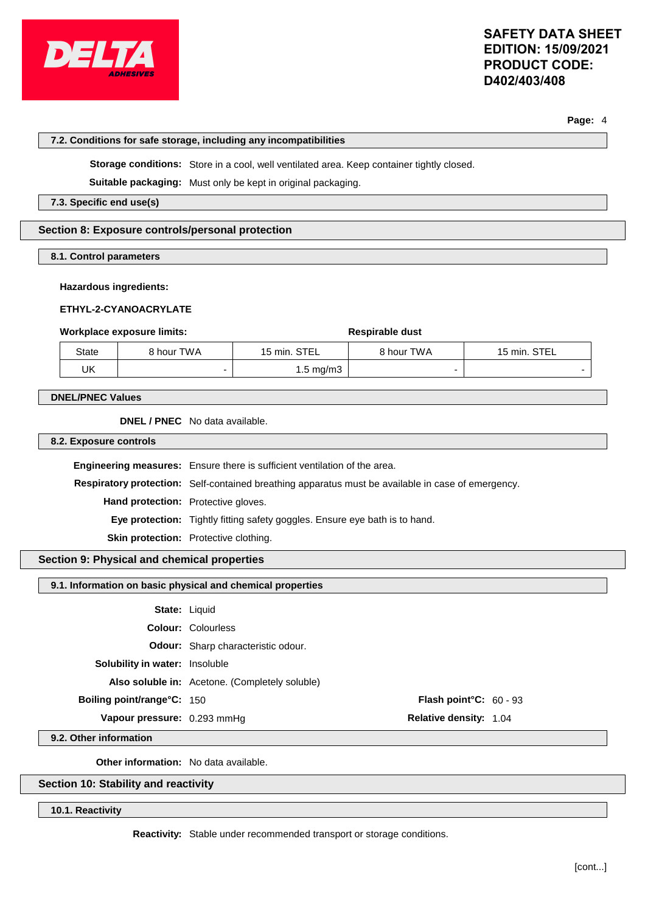### 7.2. Conditions for safe storage, including any incompatibilities

**Storage conditions:** Store in a cool, well ventilated area. Keep container tightly closed.

**Suitable packaging:** Must only be kept in original packaging.

### 7.3. Specific end use(s)

## Section 8: Exposure controls/personal protection

### 8.1. Control parameters

**Hazardous ingredients:**

**ETHYL-2-CYANOACRYLATE**

**Workplace exposure limits:** | **Respirable dust**

| State | 8 hour TWA | 15 min. STEL | 8 hour TWA | 15 min. STEL |
|---|---|---|---|---|
| UK | - | 1.5 mg/m3 | - | - |

### DNEL/PNEC Values

**DNEL / PNEC** No data available.

### 8.2. Exposure controls

**Engineering measures:** Ensure there is sufficient ventilation of the area.

**Respiratory protection:** Self-contained breathing apparatus must be available in case of emergency.

**Hand protection:** Protective gloves.

**Eye protection:** Tightly fitting safety goggles. Ensure eye bath is to hand.

**Skin protection:** Protective clothing.

## Section 9: Physical and chemical properties

### 9.1. Information on basic physical and chemical properties

**State:** Liquid

**Colour:** Colourless

**Odour:** Sharp characteristic odour.

**Solubility in water:** Insoluble

**Also soluble in:** Acetone. (Completely soluble)

**Boiling point/range°C:** 150

**Flash point°C:** 60 - 93

**Vapour pressure:** 0.293 mmHg

**Relative density:** 1.04

### 9.2. Other information

**Other information:** No data available.

## Section 10: Stability and reactivity

### 10.1. Reactivity

**Reactivity:** Stable under recommended transport or storage conditions.

[cont...]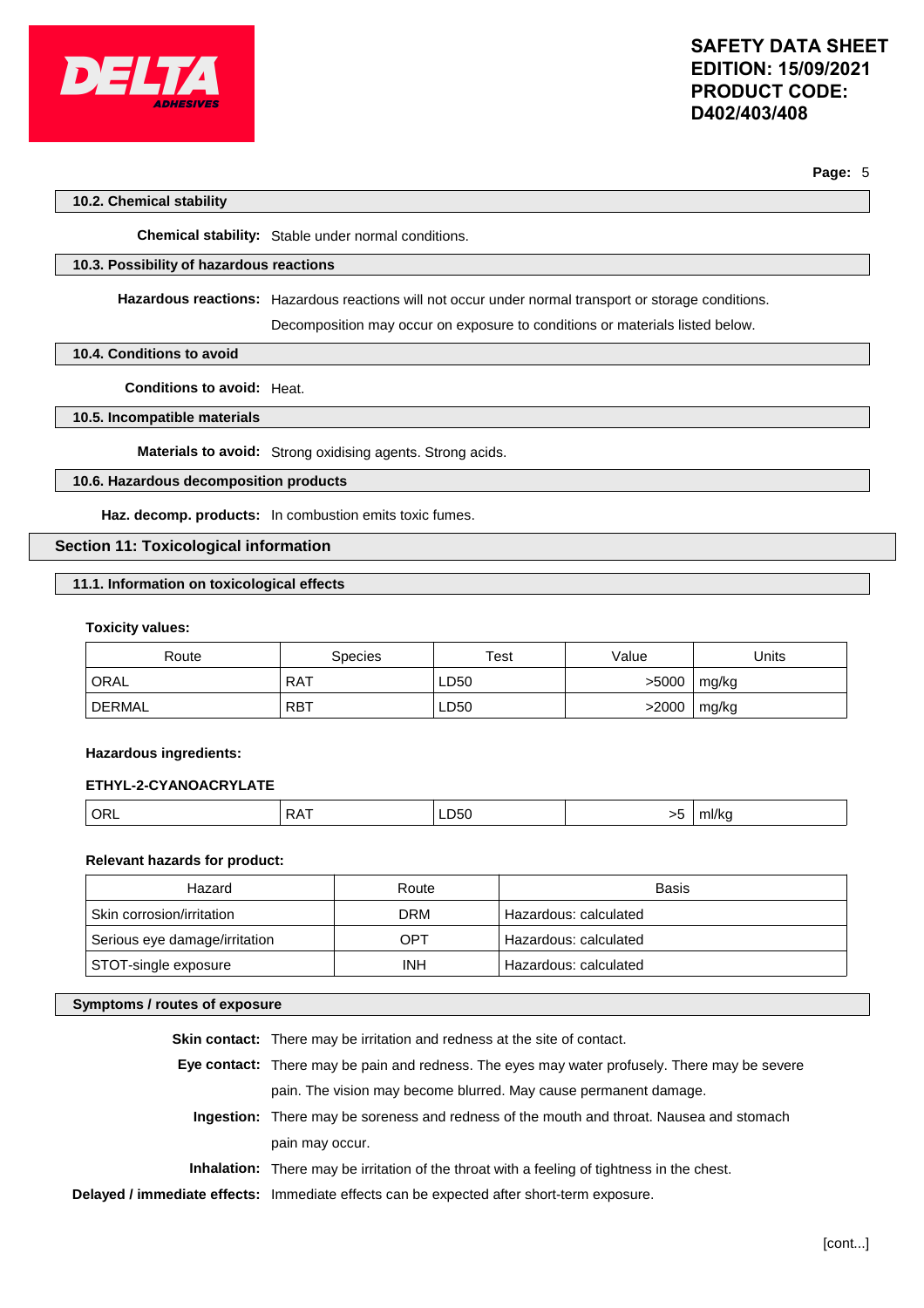### 10.2. Chemical stability

**Chemical stability:** Stable under normal conditions.

### 10.3. Possibility of hazardous reactions

**Hazardous reactions:** Hazardous reactions will not occur under normal transport or storage conditions.

Decomposition may occur on exposure to conditions or materials listed below.

### 10.4. Conditions to avoid

**Conditions to avoid:** Heat.

### 10.5. Incompatible materials

**Materials to avoid:** Strong oxidising agents. Strong acids.

### 10.6. Hazardous decomposition products

**Haz. decomp. products:** In combustion emits toxic fumes.

## Section 11: Toxicological information

### 11.1. Information on toxicological effects

**Toxicity values:**

| Route | Species | Test | Value | Units |
|---|---|---|---|---|
| ORAL | RAT | LD50 | >5000 | mg/kg |
| DERMAL | RBT | LD50 | >2000 | mg/kg |

**Hazardous ingredients:**

**ETHYL-2-CYANOACRYLATE**

| | | | | |
|---|---|---|---|---|
| ORL | RAT | LD50 | >5 | ml/kg |

**Relevant hazards for product:**

| Hazard | Route | Basis |
|---|---|---|
| Skin corrosion/irritation | DRM | Hazardous: calculated |
| Serious eye damage/irritation | OPT | Hazardous: calculated |
| STOT-single exposure | INH | Hazardous: calculated |

### Symptoms / routes of exposure

**Skin contact:** There may be irritation and redness at the site of contact.

**Eye contact:** There may be pain and redness. The eyes may water profusely. There may be severe pain. The vision may become blurred. May cause permanent damage.

**Ingestion:** There may be soreness and redness of the mouth and throat. Nausea and stomach pain may occur.

**Inhalation:** There may be irritation of the throat with a feeling of tightness in the chest.

**Delayed / immediate effects:** Immediate effects can be expected after short-term exposure.

[cont...]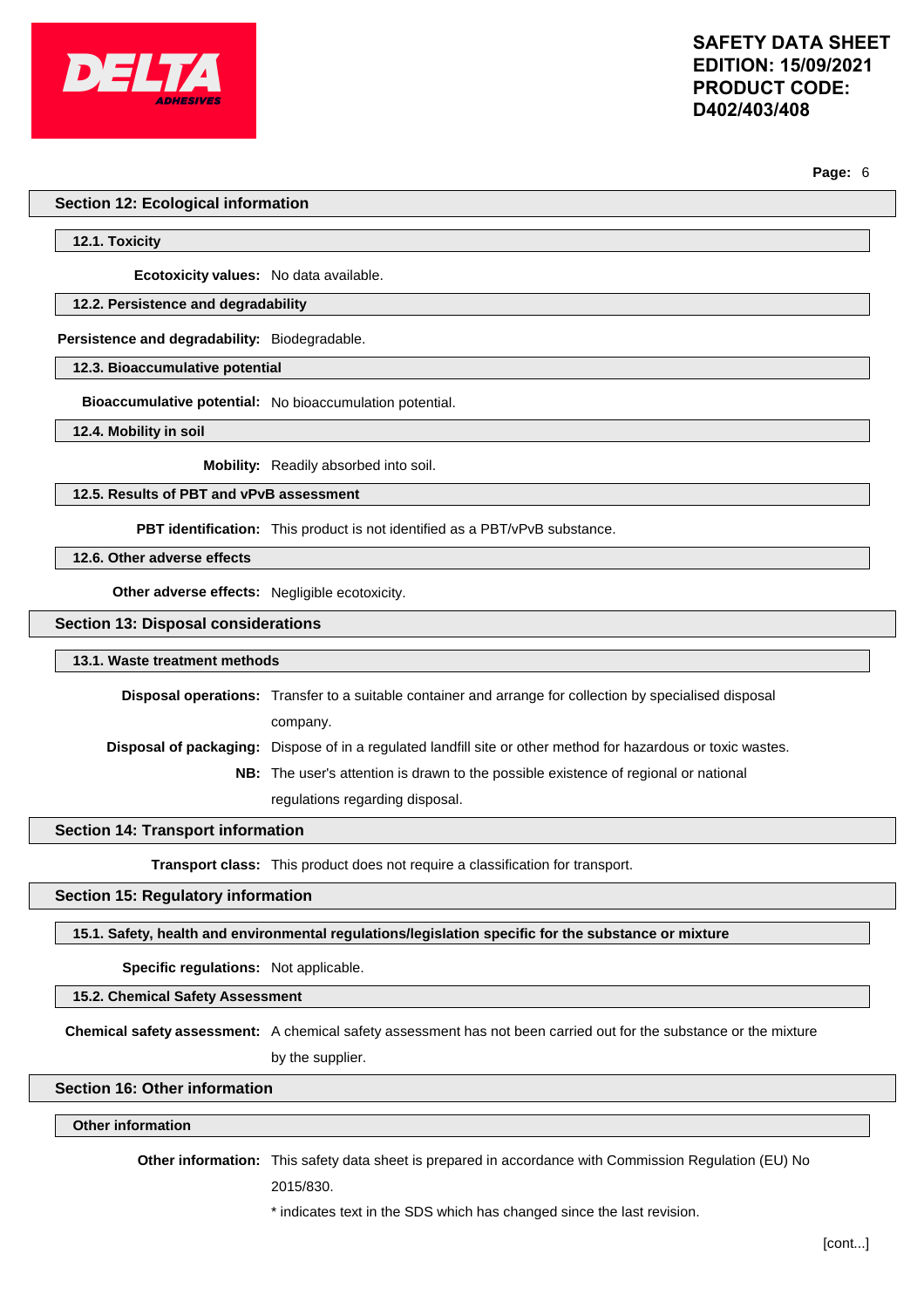## Section 12: Ecological information

### 12.1. Toxicity

**Ecotoxicity values:** No data available.

### 12.2. Persistence and degradability

**Persistence and degradability:** Biodegradable.

### 12.3. Bioaccumulative potential

**Bioaccumulative potential:** No bioaccumulation potential.

### 12.4. Mobility in soil

**Mobility:** Readily absorbed into soil.

### 12.5. Results of PBT and vPvB assessment

**PBT identification:** This product is not identified as a PBT/vPvB substance.

### 12.6. Other adverse effects

**Other adverse effects:** Negligible ecotoxicity.

## Section 13: Disposal considerations

### 13.1. Waste treatment methods

**Disposal operations:** Transfer to a suitable container and arrange for collection by specialised disposal company.

**Disposal of packaging:** Dispose of in a regulated landfill site or other method for hazardous or toxic wastes.

**NB:** The user's attention is drawn to the possible existence of regional or national regulations regarding disposal.

## Section 14: Transport information

**Transport class:** This product does not require a classification for transport.

## Section 15: Regulatory information

### 15.1. Safety, health and environmental regulations/legislation specific for the substance or mixture

**Specific regulations:** Not applicable.

### 15.2. Chemical Safety Assessment

**Chemical safety assessment:** A chemical safety assessment has not been carried out for the substance or the mixture by the supplier.

## Section 16: Other information

### Other information

**Other information:** This safety data sheet is prepared in accordance with Commission Regulation (EU) No 2015/830.

* indicates text in the SDS which has changed since the last revision.

[cont...]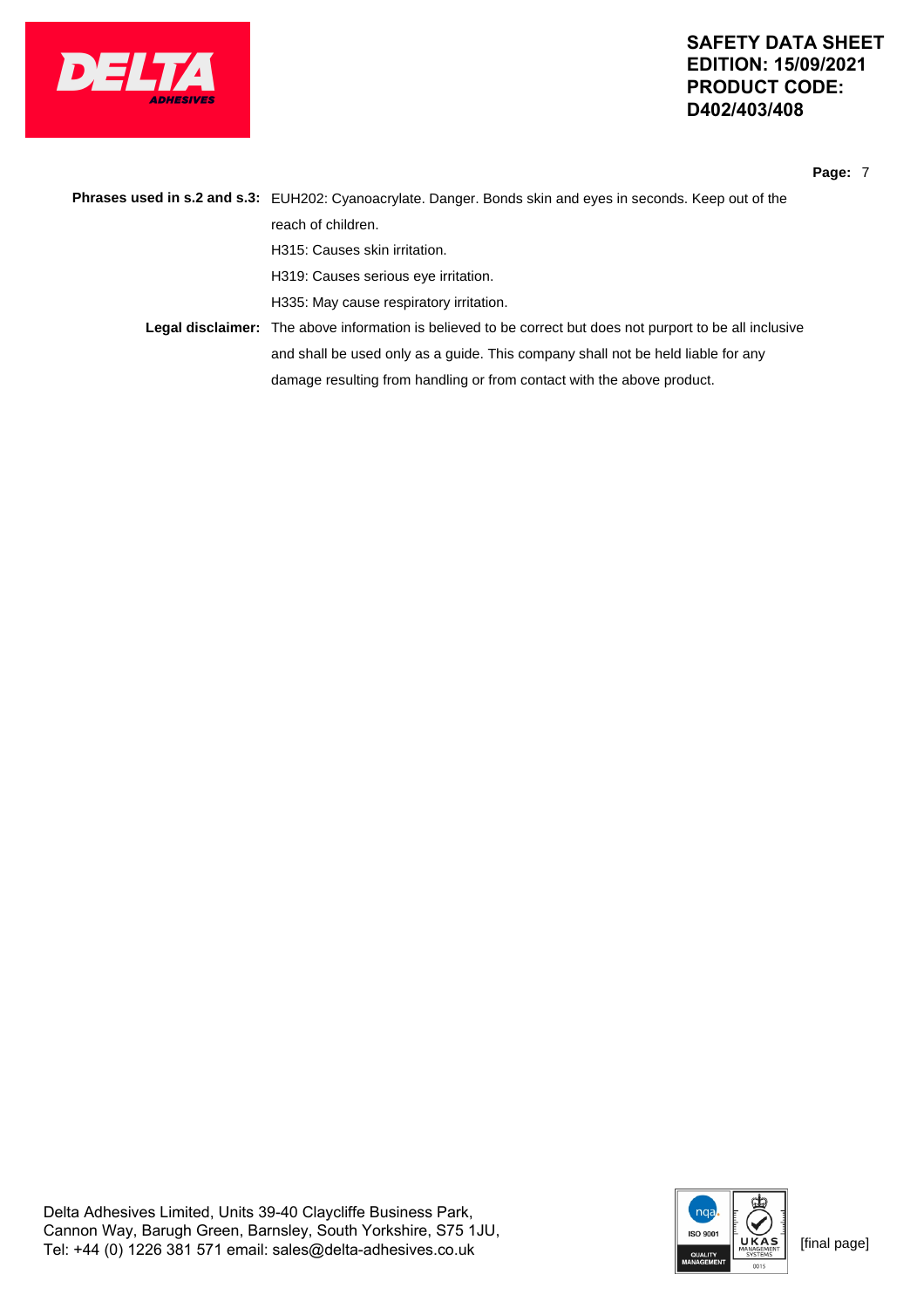**Phrases used in s.2 and s.3:** EUH202: Cyanoacrylate. Danger. Bonds skin and eyes in seconds. Keep out of the reach of children.

H315: Causes skin irritation.

H319: Causes serious eye irritation.

H335: May cause respiratory irritation.

**Legal disclaimer:** The above information is believed to be correct but does not purport to be all inclusive and shall be used only as a guide. This company shall not be held liable for any damage resulting from handling or from contact with the above product.

Delta Adhesives Limited, Units 39-40 Claycliffe Business Park, Cannon Way, Barugh Green, Barnsley, South Yorkshire, S75 1JU, Tel: +44 (0) 1226 381 571 email: sales@delta-adhesives.co.uk

[final page]